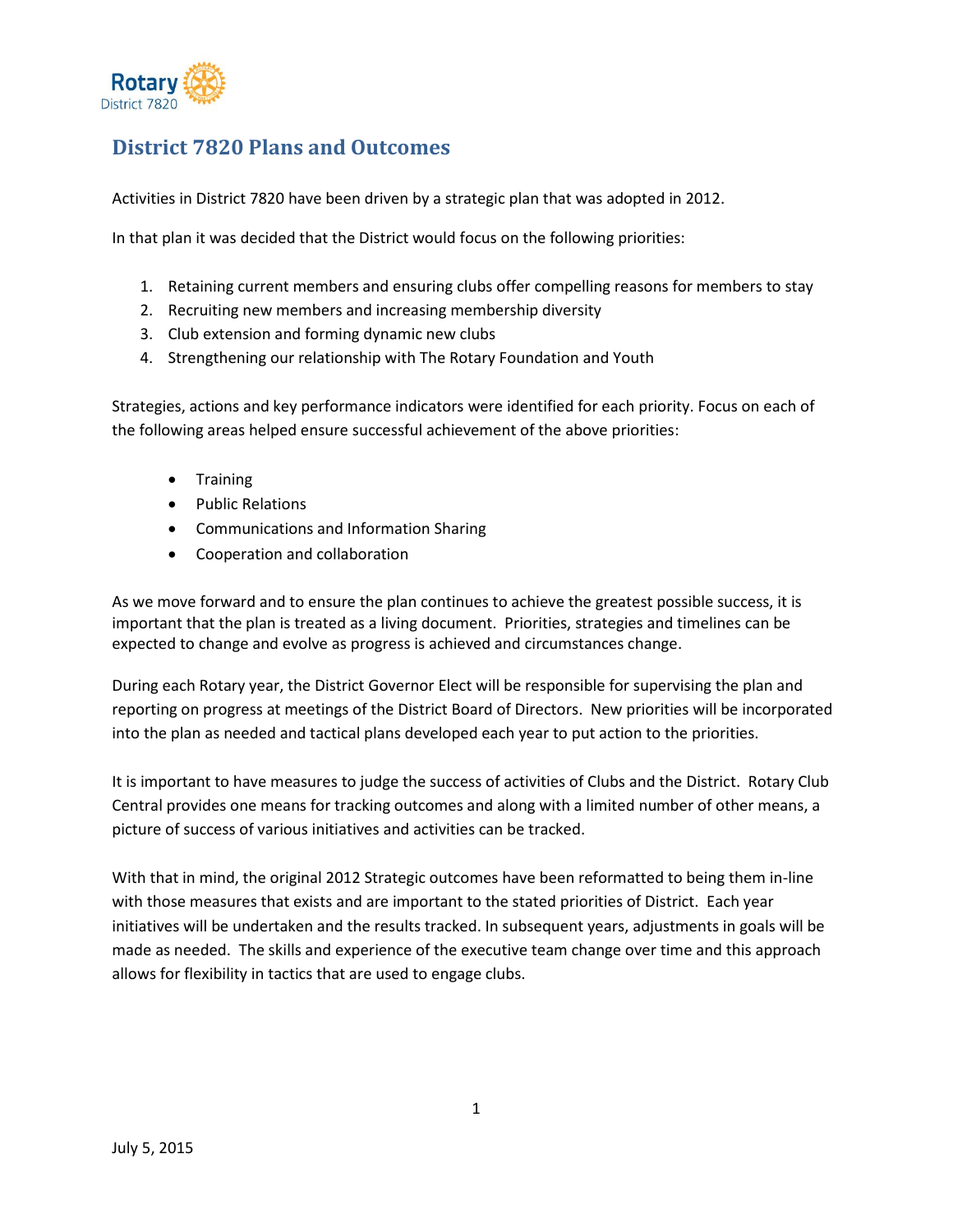# District 7820 Plans and Outcomes

Activities in District 7820 have been driven by a strategic plan that was adopted in 2012.

In that plan it was decided that the District would focus on the following priorities:

1. Retaining current members and ensuring clubs offer compelling reasons for members to stay
2. Recruiting new members and increasing membership diversity
3. Club extension and forming dynamic new clubs
4. Strengthening our relationship with The Rotary Foundation and Youth

Strategies, actions and key performance indicators were identified for each priority. Focus on each of the following areas helped ensure successful achievement of the above priorities:

- Training
- Public Relations
- Communications and Information Sharing
- Cooperation and collaboration

As we move forward and to ensure the plan continues to achieve the greatest possible success, it is important that the plan is treated as a living document. Priorities, strategies and timelines can be expected to change and evolve as progress is achieved and circumstances change.

During each Rotary year, the District Governor Elect will be responsible for supervising the plan and reporting on progress at meetings of the District Board of Directors. New priorities will be incorporated into the plan as needed and tactical plans developed each year to put action to the priorities.

It is important to have measures to judge the success of activities of Clubs and the District. Rotary Club Central provides one means for tracking outcomes and along with a limited number of other means, a picture of success of various initiatives and activities can be tracked.

With that in mind, the original 2012 Strategic outcomes have been reformatted to being them in-line with those measures that exists and are important to the stated priorities of District. Each year initiatives will be undertaken and the results tracked. In subsequent years, adjustments in goals will be made as needed. The skills and experience of the executive team change over time and this approach allows for flexibility in tactics that are used to engage clubs.

July 5, 2015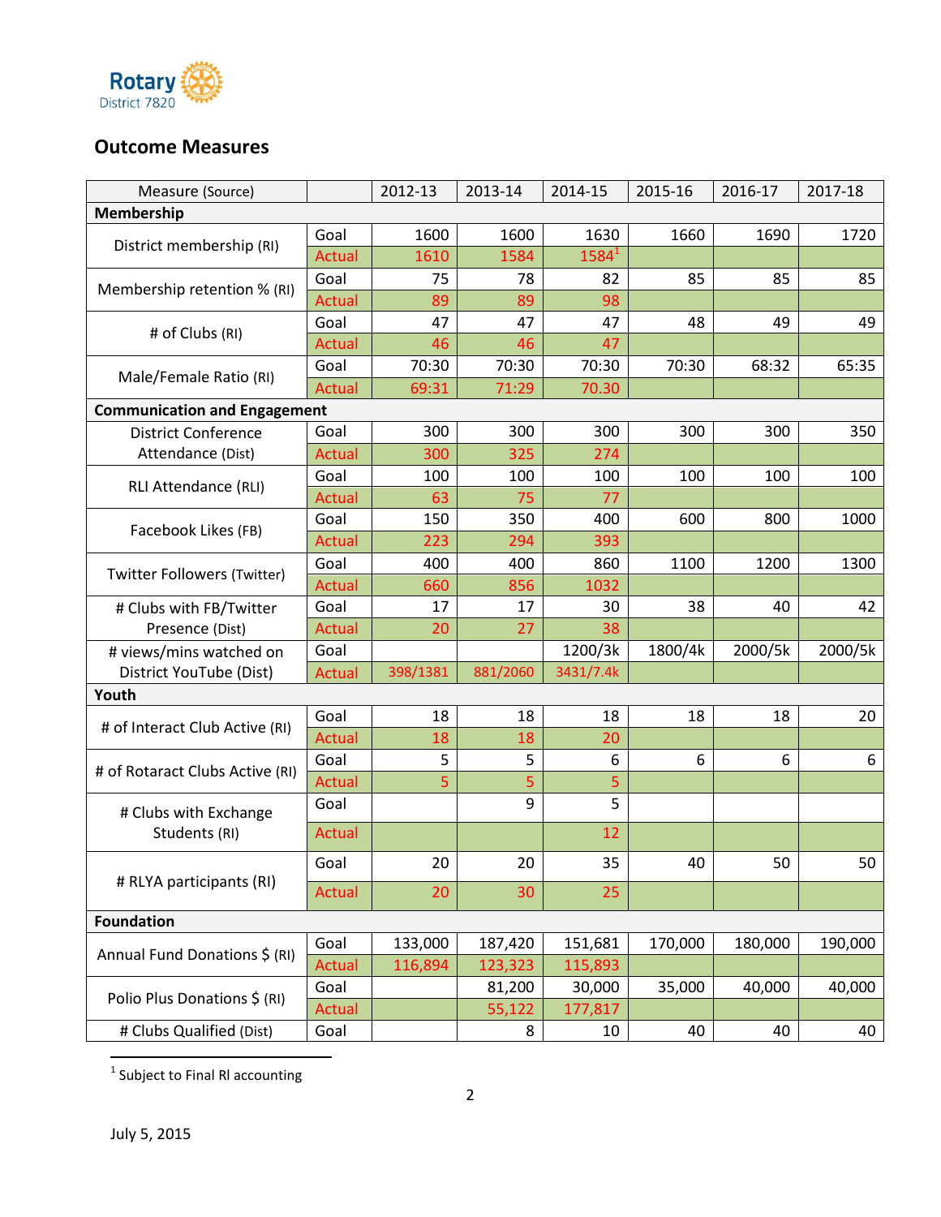Rotary District 7820

## Outcome Measures

| Measure (Source) | | 2012-13 | 2013-14 | 2014-15 | 2015-16 | 2016-17 | 2017-18 |
|---|---|---|---|---|---|---|---|
| **Membership** | | | | | | | |
| District membership (RI) | Goal | 1600 | 1600 | 1630 | 1660 | 1690 | 1720 |
| | Actual | 1610 | 1584 | 1584[1] | | | |
| Membership retention % (RI) | Goal | 75 | 78 | 82 | 85 | 85 | 85 |
| | Actual | 89 | 89 | 98 | | | |
| # of Clubs (RI) | Goal | 47 | 47 | 47 | 48 | 49 | 49 |
| | Actual | 46 | 46 | 47 | | | |
| Male/Female Ratio (RI) | Goal | 70:30 | 70:30 | 70:30 | 70:30 | 68:32 | 65:35 |
| | Actual | 69:31 | 71:29 | 70.30 | | | |
| **Communication and Engagement** | | | | | | | |
| District Conference Attendance (Dist) | Goal | 300 | 300 | 300 | 300 | 300 | 350 |
| | Actual | 300 | 325 | 274 | | | |
| RLI Attendance (RLI) | Goal | 100 | 100 | 100 | 100 | 100 | 100 |
| | Actual | 63 | 75 | 77 | | | |
| Facebook Likes (FB) | Goal | 150 | 350 | 400 | 600 | 800 | 1000 |
| | Actual | 223 | 294 | 393 | | | |
| Twitter Followers (Twitter) | Goal | 400 | 400 | 860 | 1100 | 1200 | 1300 |
| | Actual | 660 | 856 | 1032 | | | |
| # Clubs with FB/Twitter Presence (Dist) | Goal | 17 | 17 | 30 | 38 | 40 | 42 |
| | Actual | 20 | 27 | 38 | | | |
| # views/mins watched on District YouTube (Dist) | Goal | | | 1200/3k | 1800/4k | 2000/5k | 2000/5k |
| | Actual | 398/1381 | 881/2060 | 3431/7.4k | | | |
| **Youth** | | | | | | | |
| # of Interact Club Active (RI) | Goal | 18 | 18 | 18 | 18 | 18 | 20 |
| | Actual | 18 | 18 | 20 | | | |
| # of Rotaract Clubs Active (RI) | Goal | 5 | 5 | 6 | 6 | 6 | 6 |
| | Actual | 5 | 5 | 5 | | | |
| # Clubs with Exchange Students (RI) | Goal | | 9 | 5 | | | |
| | Actual | | | 12 | | | |
| # RLYA participants (RI) | Goal | 20 | 20 | 35 | 40 | 50 | 50 |
| | Actual | 20 | 30 | 25 | | | |
| **Foundation** | | | | | | | |
| Annual Fund Donations $ (RI) | Goal | 133,000 | 187,420 | 151,681 | 170,000 | 180,000 | 190,000 |
| | Actual | 116,894 | 123,323 | 115,893 | | | |
| Polio Plus Donations $ (RI) | Goal | | 81,200 | 30,000 | 35,000 | 40,000 | 40,000 |
| | Actual | | 55,122 | 177,817 | | | |
| # Clubs Qualified (Dist) | Goal | | 8 | 10 | 40 | 40 | 40 |

[1] Subject to Final RI accounting

July 5, 2015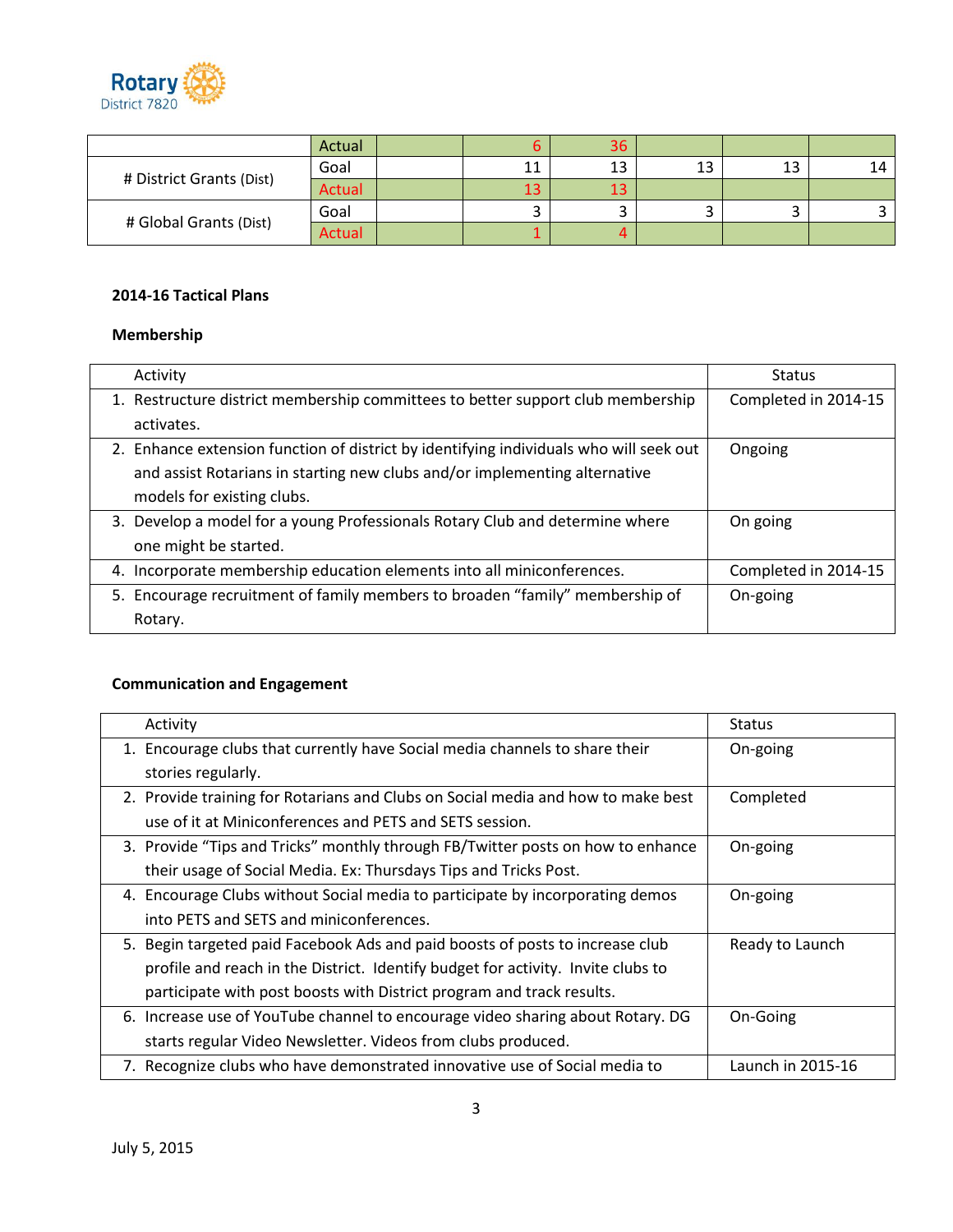| | Actual | | 6 | 36 | | | |
|---|---|---|---|---|---|---|---|
| # District Grants (Dist) | Goal | | 11 | 13 | 13 | 13 | 14 |
| | Actual | | 13 | 13 | | | |
| # Global Grants (Dist) | Goal | | 3 | 3 | 3 | 3 | 3 |
| | Actual | | 1 | 4 | | | |

**2014-16 Tactical Plans**

**Membership**

| Activity | Status |
|---|---|
| 1. Restructure district membership committees to better support club membership activates. | Completed in 2014-15 |
| 2. Enhance extension function of district by identifying individuals who will seek out and assist Rotarians in starting new clubs and/or implementing alternative models for existing clubs. | Ongoing |
| 3. Develop a model for a young Professionals Rotary Club and determine where one might be started. | On going |
| 4. Incorporate membership education elements into all miniconferences. | Completed in 2014-15 |
| 5. Encourage recruitment of family members to broaden "family" membership of Rotary. | On-going |

**Communication and Engagement**

| Activity | Status |
|---|---|
| 1. Encourage clubs that currently have Social media channels to share their stories regularly. | On-going |
| 2. Provide training for Rotarians and Clubs on Social media and how to make best use of it at Miniconferences and PETS and SETS session. | Completed |
| 3. Provide "Tips and Tricks" monthly through FB/Twitter posts on how to enhance their usage of Social Media. Ex: Thursdays Tips and Tricks Post. | On-going |
| 4. Encourage Clubs without Social media to participate by incorporating demos into PETS and SETS and miniconferences. | On-going |
| 5. Begin targeted paid Facebook Ads and paid boosts of posts to increase club profile and reach in the District. Identify budget for activity. Invite clubs to participate with post boosts with District program and track results. | Ready to Launch |
| 6. Increase use of YouTube channel to encourage video sharing about Rotary. DG starts regular Video Newsletter. Videos from clubs produced. | On-Going |
| 7. Recognize clubs who have demonstrated innovative use of Social media to | Launch in 2015-16 |

July 5, 2015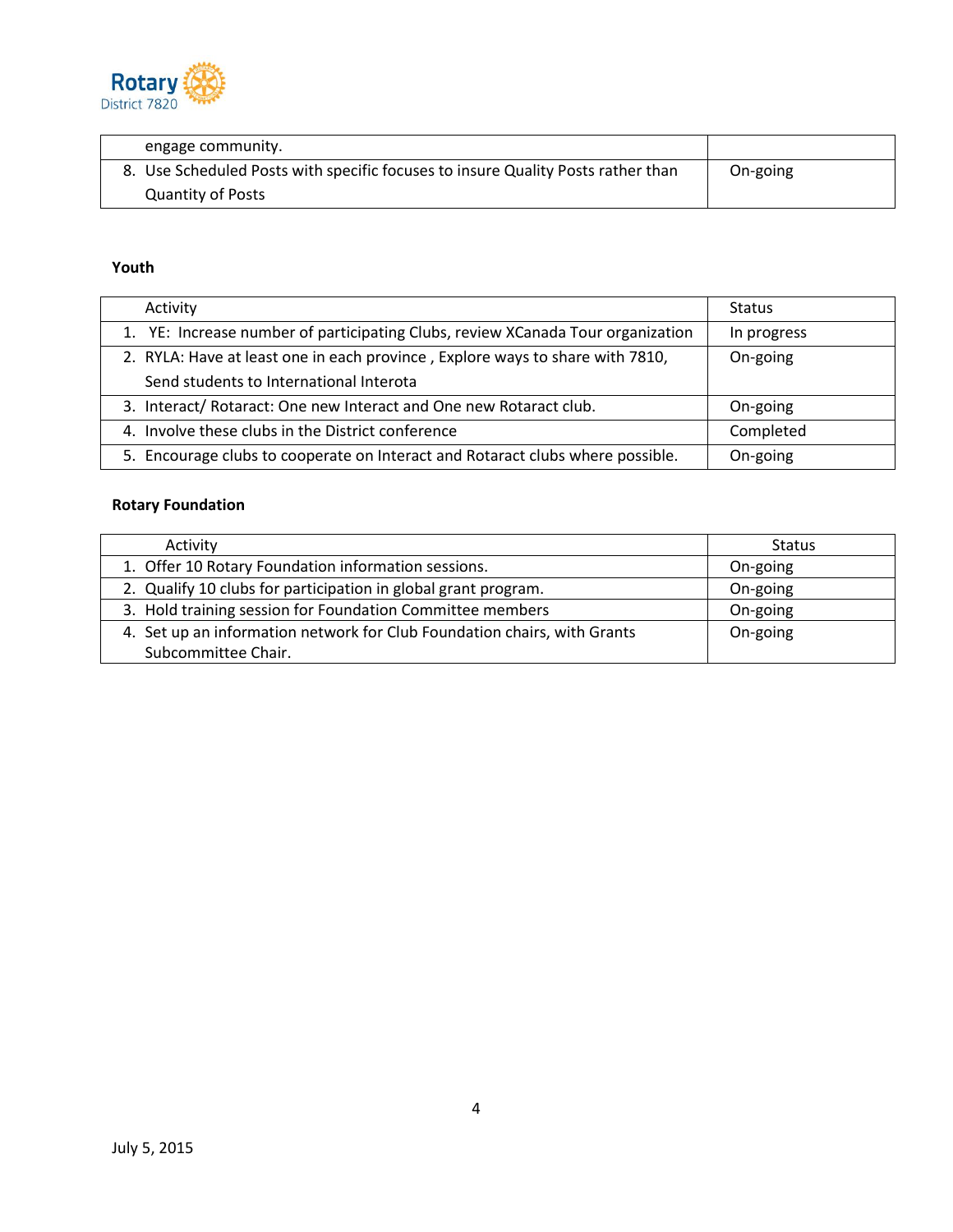| | |
|---|---|
| engage community. | |
| 8. Use Scheduled Posts with specific focuses to insure Quality Posts rather than Quantity of Posts | On-going |

**Youth**

| Activity | Status |
|---|---|
| 1. YE: Increase number of participating Clubs, review XCanada Tour organization | In progress |
| 2. RYLA: Have at least one in each province , Explore ways to share with 7810, Send students to International Interota | On-going |
| 3. Interact/ Rotaract: One new Interact and One new Rotaract club. | On-going |
| 4. Involve these clubs in the District conference | Completed |
| 5. Encourage clubs to cooperate on Interact and Rotaract clubs where possible. | On-going |

**Rotary Foundation**

| Activity | Status |
|---|---|
| 1. Offer 10 Rotary Foundation information sessions. | On-going |
| 2. Qualify 10 clubs for participation in global grant program. | On-going |
| 3. Hold training session for Foundation Committee members | On-going |
| 4. Set up an information network for Club Foundation chairs, with Grants Subcommittee Chair. | On-going |